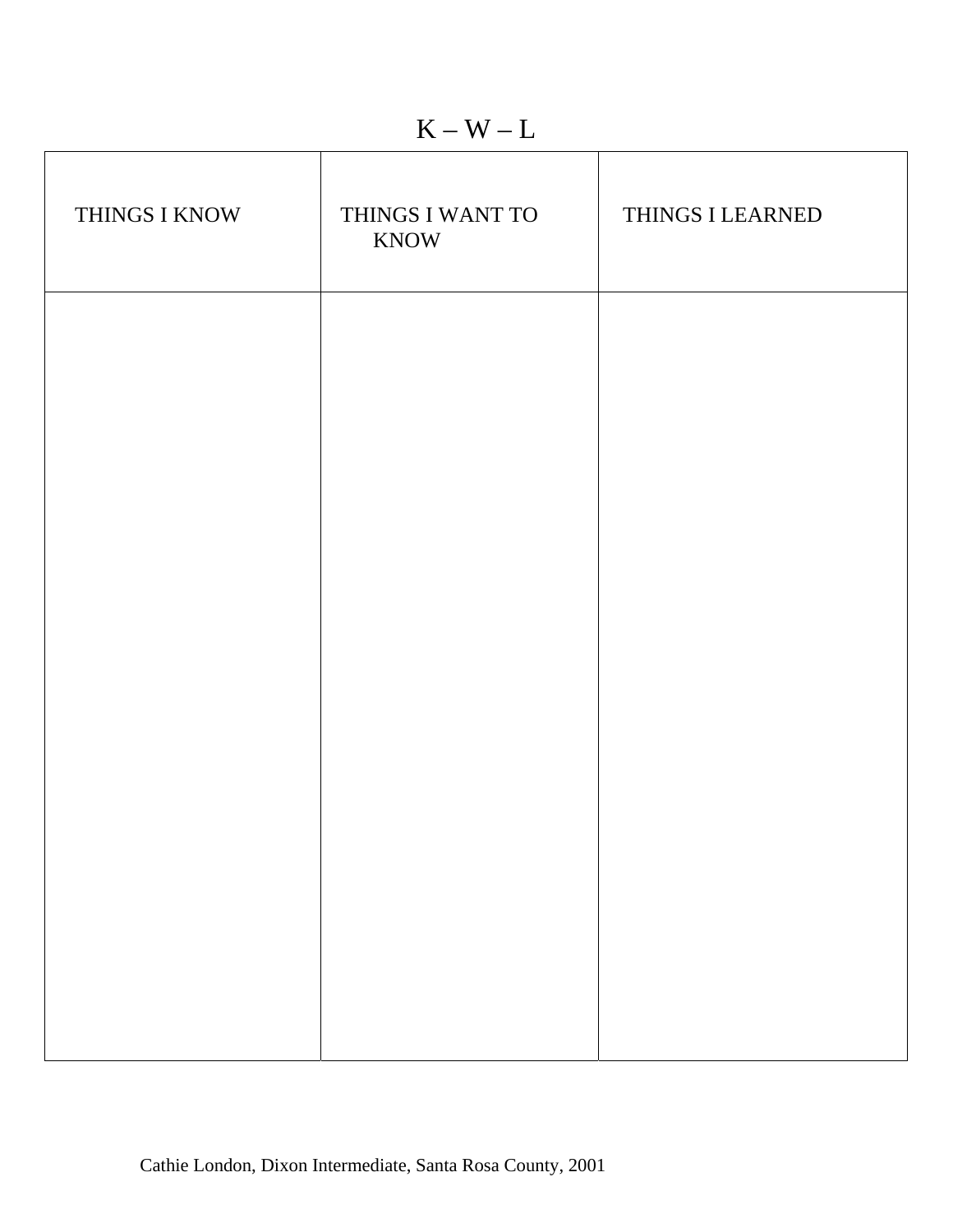# K – W – L

| THINGS I KNOW | THINGS I WANT TO KNOW | THINGS I LEARNED |
| --- | --- | --- |
| | | |

Cathie London, Dixon Intermediate, Santa Rosa County, 2001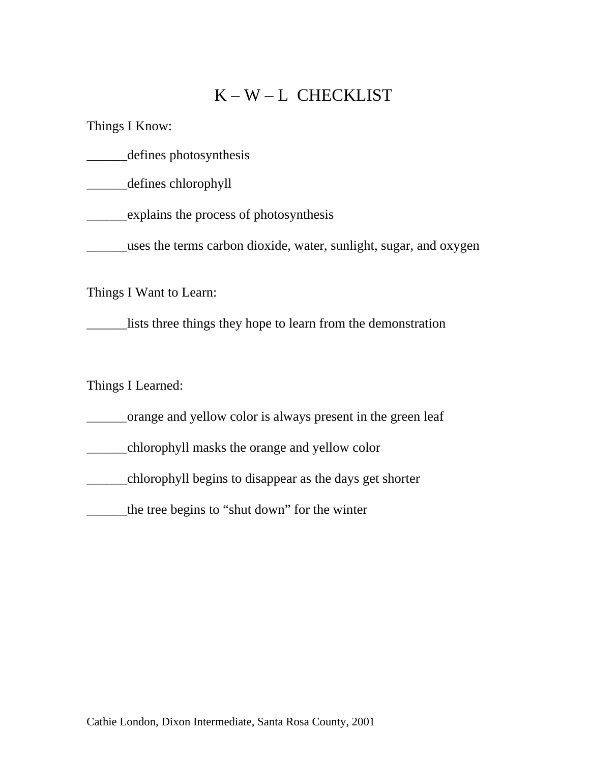# K – W – L CHECKLIST

Things I Know:

______defines photosynthesis

______defines chlorophyll

______explains the process of photosynthesis

______uses the terms carbon dioxide, water, sunlight, sugar, and oxygen

Things I Want to Learn:

______lists three things they hope to learn from the demonstration

Things I Learned:

______orange and yellow color is always present in the green leaf

______chlorophyll masks the orange and yellow color

______chlorophyll begins to disappear as the days get shorter

______the tree begins to “shut down” for the winter

Cathie London, Dixon Intermediate, Santa Rosa County, 2001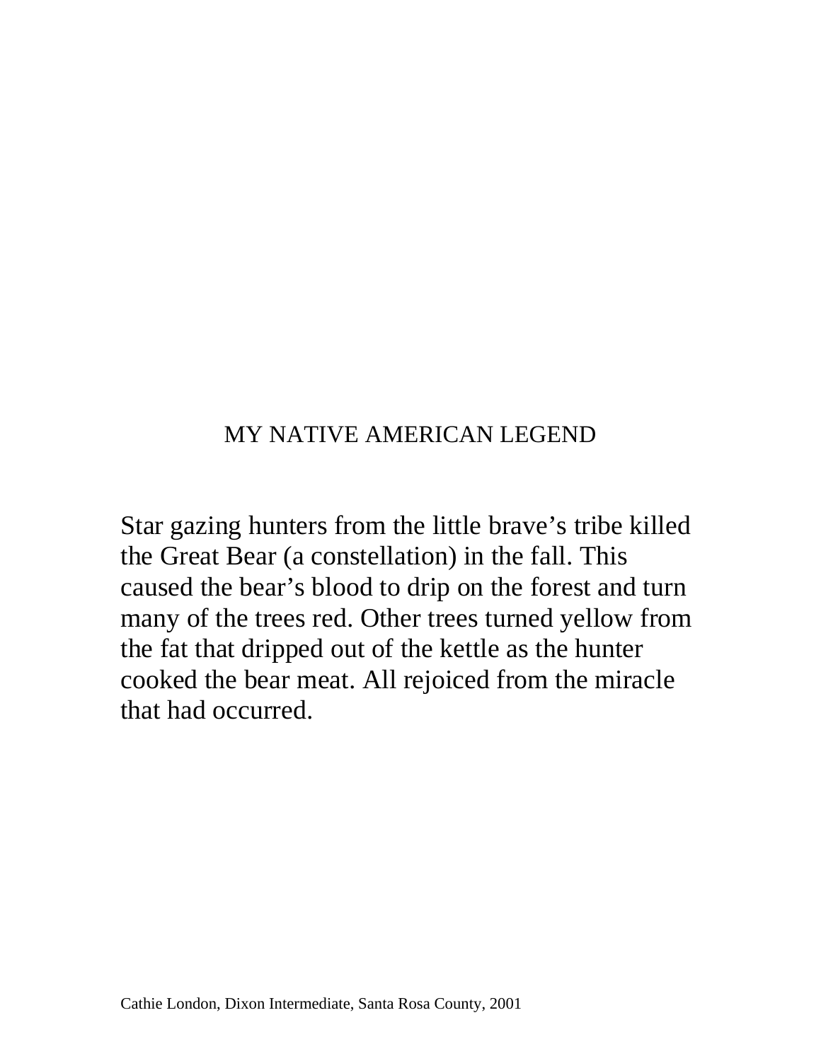# MY NATIVE AMERICAN LEGEND

Star gazing hunters from the little brave’s tribe killed the Great Bear (a constellation) in the fall. This caused the bear’s blood to drip on the forest and turn many of the trees red. Other trees turned yellow from the fat that dripped out of the kettle as the hunter cooked the bear meat. All rejoiced from the miracle that had occurred.

Cathie London, Dixon Intermediate, Santa Rosa County, 2001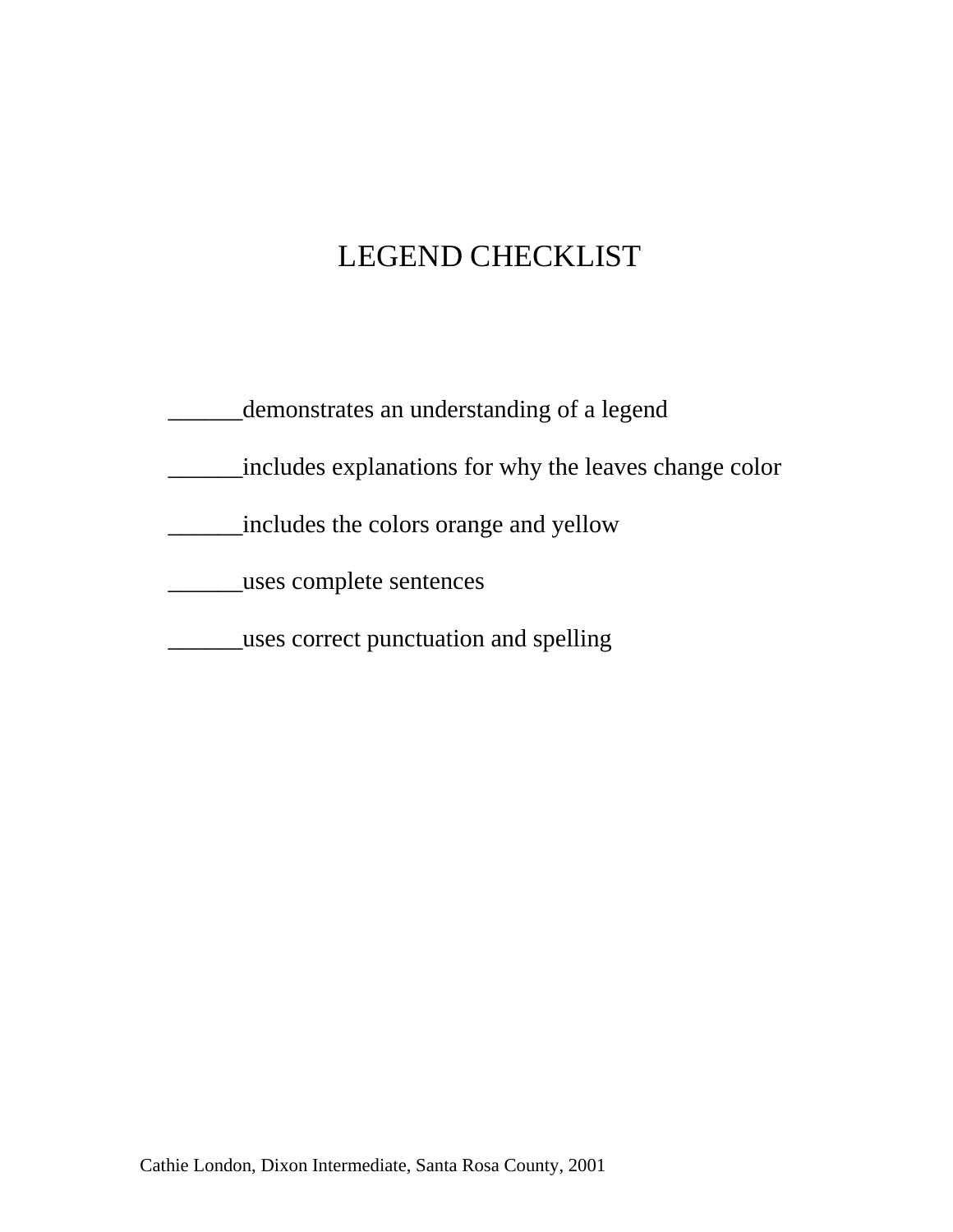# LEGEND CHECKLIST

______demonstrates an understanding of a legend

______includes explanations for why the leaves change color

______includes the colors orange and yellow

______uses complete sentences

______uses correct punctuation and spelling

Cathie London, Dixon Intermediate, Santa Rosa County, 2001